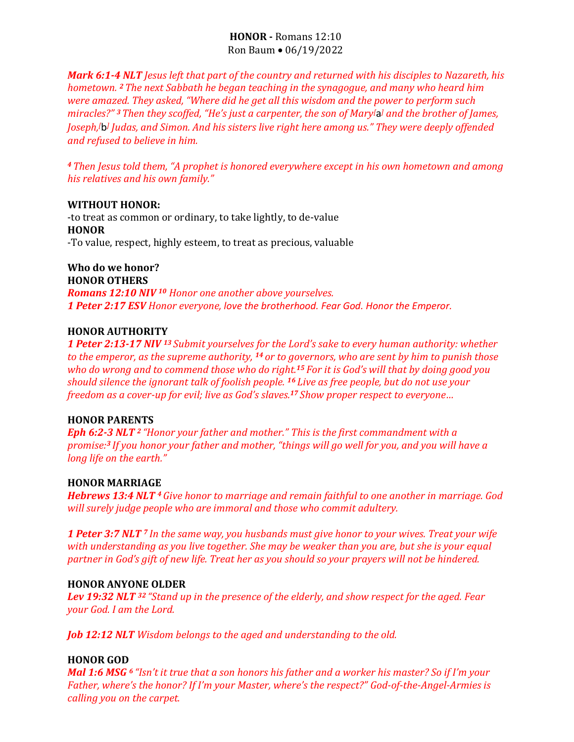# **HONOR -** Romans 12:10

Ron Baum • 06/19/2022

***Mark 6:1-4 NLT*** *Jesus left that part of the country and returned with his disciples to Nazareth, his hometown. [2] The next Sabbath he began teaching in the synagogue, and many who heard him were amazed. They asked, "Where did he get all this wisdom and the power to perform such miracles?" [3] Then they scoffed, "He's just a carpenter, the son of Mary[a] and the brother of James, Joseph,[b] Judas, and Simon. And his sisters live right here among us." They were deeply offended and refused to believe in him.*

*[4] Then Jesus told them, "A prophet is honored everywhere except in his own hometown and among his relatives and his own family."*

**WITHOUT HONOR:**

-to treat as common or ordinary, to take lightly, to de-value

**HONOR**

-To value, respect, highly esteem, to treat as precious, valuable

**Who do we honor?**

**HONOR OTHERS**

***Romans 12:10 NIV*** *[10] Honor one another above yourselves.*

***1 Peter 2:17 ESV*** *Honor everyone, love the brotherhood. Fear God. Honor the Emperor.*

**HONOR AUTHORITY**

***1 Peter 2:13-17 NIV*** *[13] Submit yourselves for the Lord's sake to every human authority: whether to the emperor, as the supreme authority, [14] or to governors, who are sent by him to punish those who do wrong and to commend those who do right.[15] For it is God's will that by doing good you should silence the ignorant talk of foolish people. [16] Live as free people, but do not use your freedom as a cover-up for evil; live as God's slaves.[17] Show proper respect to everyone…*

**HONOR PARENTS**

***Eph 6:2-3 NLT*** *[2] "Honor your father and mother." This is the first commandment with a promise:[3] If you honor your father and mother, "things will go well for you, and you will have a long life on the earth."*

**HONOR MARRIAGE**

***Hebrews 13:4 NLT*** *[4] Give honor to marriage and remain faithful to one another in marriage. God will surely judge people who are immoral and those who commit adultery.*

***1 Peter 3:7 NLT*** *[7] In the same way, you husbands must give honor to your wives. Treat your wife with understanding as you live together. She may be weaker than you are, but she is your equal partner in God's gift of new life. Treat her as you should so your prayers will not be hindered.*

**HONOR ANYONE OLDER**

***Lev 19:32 NLT*** *[32] "Stand up in the presence of the elderly, and show respect for the aged. Fear your God. I am the Lord.*

***Job 12:12 NLT*** *Wisdom belongs to the aged and understanding to the old.*

**HONOR GOD**

***Mal 1:6 MSG*** *[6] "Isn't it true that a son honors his father and a worker his master? So if I'm your Father, where's the honor? If I'm your Master, where's the respect?" God-of-the-Angel-Armies is calling you on the carpet.*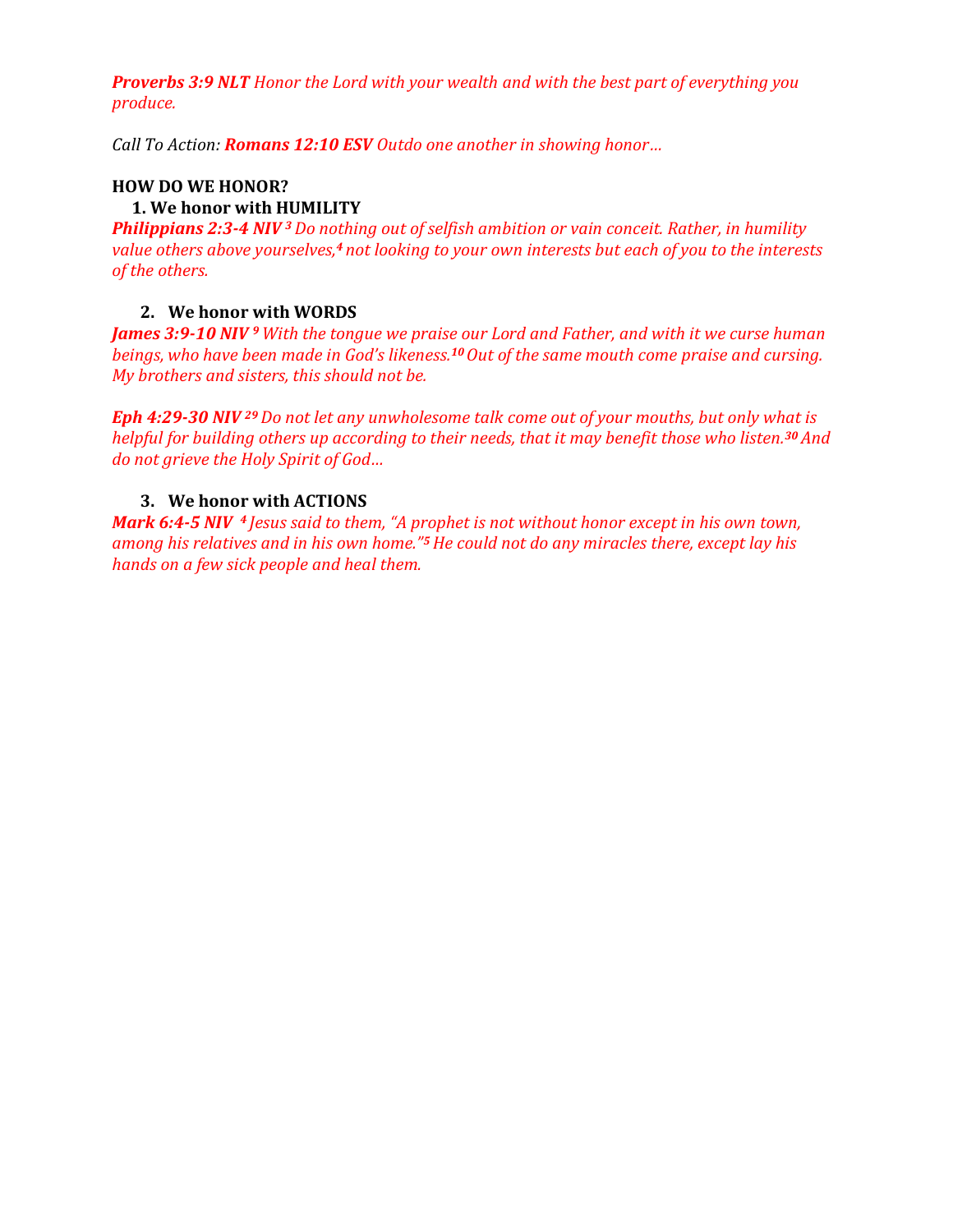***Proverbs 3:9 NLT*** *Honor the Lord with your wealth and with the best part of everything you produce.*

*Call To Action:* ***Romans 12:10 ESV*** *Outdo one another in showing honor…*

**HOW DO WE HONOR?**

1. **We honor with HUMILITY**

***Philippians 2:3-4 NIV*** *[3] Do nothing out of selfish ambition or vain conceit. Rather, in humility value others above yourselves,[4] not looking to your own interests but each of you to the interests of the others.*

2. **We honor with WORDS**

***James 3:9-10 NIV*** *[9] With the tongue we praise our Lord and Father, and with it we curse human beings, who have been made in God's likeness.[10] Out of the same mouth come praise and cursing. My brothers and sisters, this should not be.*

***Eph 4:29-30 NIV*** *[29] Do not let any unwholesome talk come out of your mouths, but only what is helpful for building others up according to their needs, that it may benefit those who listen.[30] And do not grieve the Holy Spirit of God…*

3. **We honor with ACTIONS**

***Mark 6:4-5 NIV*** *[4] Jesus said to them, "A prophet is not without honor except in his own town, among his relatives and in his own home."[5] He could not do any miracles there, except lay his hands on a few sick people and heal them.*